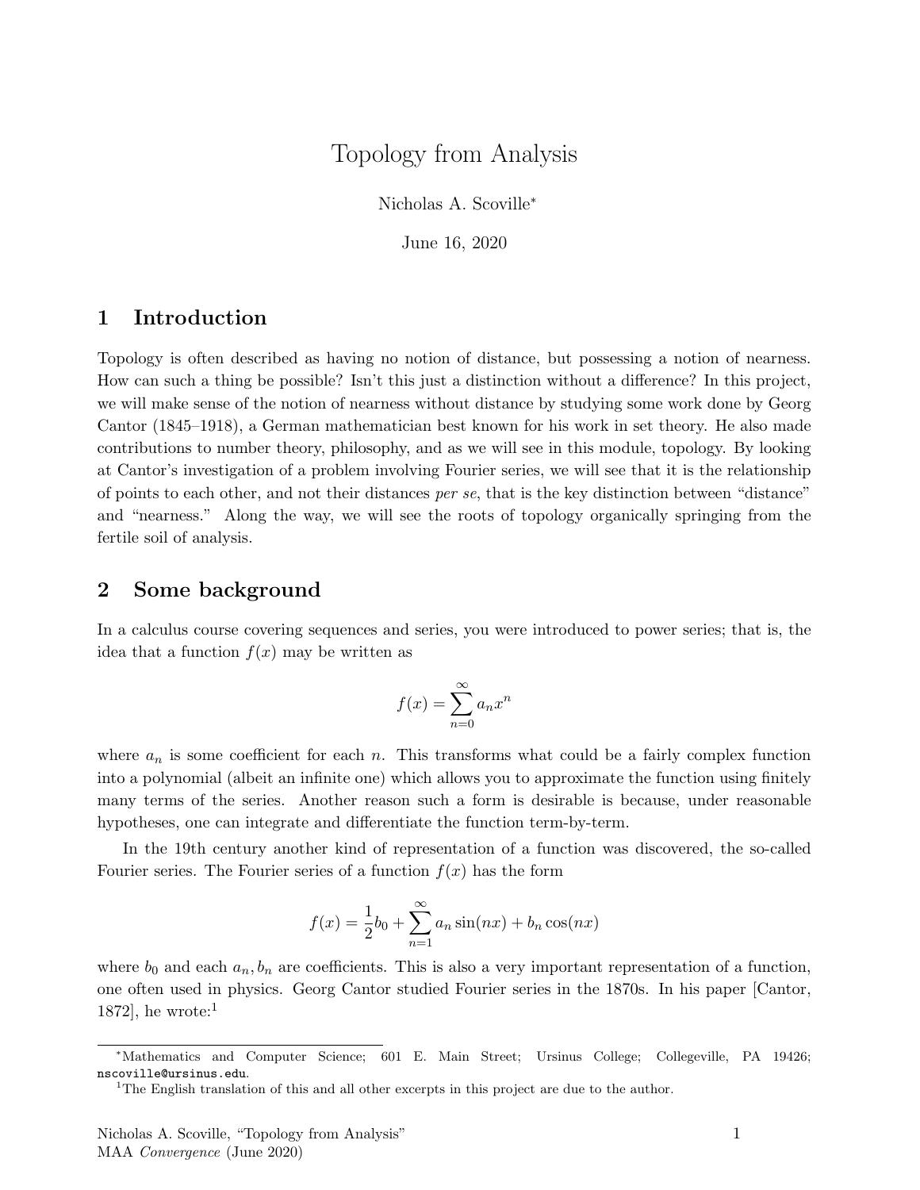# Topology from Analysis

Nicholas A. Scoville*

June 16, 2020

## 1 Introduction

Topology is often described as having no notion of distance, but possessing a notion of nearness. How can such a thing be possible? Isn't this just a distinction without a difference? In this project, we will make sense of the notion of nearness without distance by studying some work done by Georg Cantor (1845–1918), a German mathematician best known for his work in set theory. He also made contributions to number theory, philosophy, and as we will see in this module, topology. By looking at Cantor's investigation of a problem involving Fourier series, we will see that it is the relationship of points to each other, and not their distances *per se*, that is the key distinction between "distance" and "nearness." Along the way, we will see the roots of topology organically springing from the fertile soil of analysis.

## 2 Some background

In a calculus course covering sequences and series, you were introduced to power series; that is, the idea that a function $f(x)$ may be written as

$$f(x) = \sum_{n=0}^{\infty} a_n x^n$$

where $a_n$ is some coefficient for each $n$. This transforms what could be a fairly complex function into a polynomial (albeit an infinite one) which allows you to approximate the function using finitely many terms of the series. Another reason such a form is desirable is because, under reasonable hypotheses, one can integrate and differentiate the function term-by-term.

In the 19th century another kind of representation of a function was discovered, the so-called Fourier series. The Fourier series of a function $f(x)$ has the form

$$f(x) = \frac{1}{2}b_0 + \sum_{n=1}^{\infty} a_n \sin(nx) + b_n \cos(nx)$$

where $b_0$ and each $a_n, b_n$ are coefficients. This is also a very important representation of a function, one often used in physics. Georg Cantor studied Fourier series in the 1870s. In his paper [Cantor, 1872], he wrote:[1]

*Mathematics and Computer Science; 601 E. Main Street; Ursinus College; Collegeville, PA 19426; nscoville@ursinus.edu.

[1]The English translation of this and all other excerpts in this project are due to the author.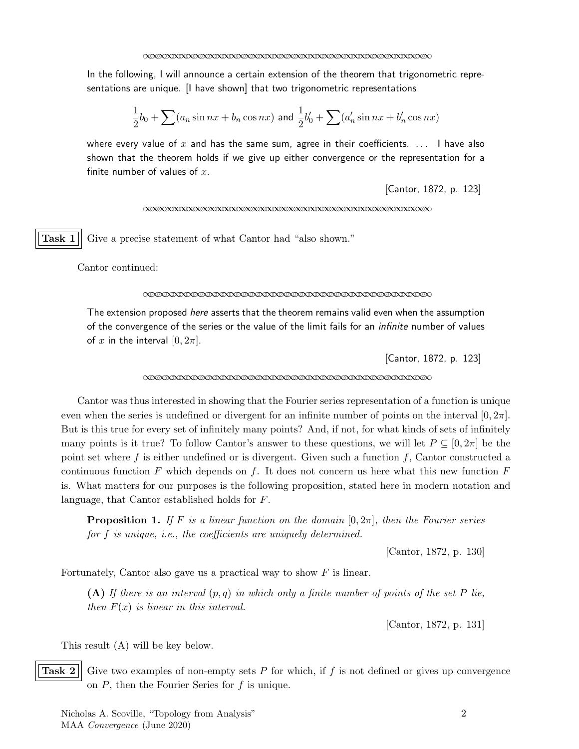∞∞∞∞∞∞∞∞∞∞∞∞∞∞∞∞∞∞∞∞∞∞∞∞∞∞∞∞∞∞∞∞∞∞∞∞∞∞∞∞∞∞∞∞∞∞∞∞∞∞

> In the following, I will announce a certain extension of the theorem that trigonometric representations are unique. [I have shown] that two trigonometric representations
>
> $$\frac{1}{2}b_0 + \sum(a_n \sin nx + b_n \cos nx) \text{ and } \frac{1}{2}b_0' + \sum(a_n' \sin nx + b_n' \cos nx)$$
>
> where every value of $x$ and has the same sum, agree in their coefficients. ... I have also shown that the theorem holds if we give up either convergence or the representation for a finite number of values of $x$.
>
> [Cantor, 1872, p. 123]

∞∞∞∞∞∞∞∞∞∞∞∞∞∞∞∞∞∞∞∞∞∞∞∞∞∞∞∞∞∞∞∞∞∞∞∞∞∞∞∞∞∞∞∞∞∞∞∞∞∞

**Task 1** Give a precise statement of what Cantor had "also shown."

Cantor continued:

∞∞∞∞∞∞∞∞∞∞∞∞∞∞∞∞∞∞∞∞∞∞∞∞∞∞∞∞∞∞∞∞∞∞∞∞∞∞∞∞∞∞∞∞∞∞∞∞∞∞

> The extension proposed *here* asserts that the theorem remains valid even when the assumption of the convergence of the series or the value of the limit fails for an *infinite* number of values of $x$ in the interval $[0, 2\pi]$.
>
> [Cantor, 1872, p. 123]

∞∞∞∞∞∞∞∞∞∞∞∞∞∞∞∞∞∞∞∞∞∞∞∞∞∞∞∞∞∞∞∞∞∞∞∞∞∞∞∞∞∞∞∞∞∞∞∞∞∞

Cantor was thus interested in showing that the Fourier series representation of a function is unique even when the series is undefined or divergent for an infinite number of points on the interval $[0, 2\pi]$. But is this true for every set of infinitely many points? And, if not, for what kinds of sets of infinitely many points is it true? To follow Cantor's answer to these questions, we will let $P \subseteq [0, 2\pi]$ be the point set where $f$ is either undefined or is divergent. Given such a function $f$, Cantor constructed a continuous function $F$ which depends on $f$. It does not concern us here what this new function $F$ is. What matters for our purposes is the following proposition, stated here in modern notation and language, that Cantor established holds for $F$.

> **Proposition 1.** *If $F$ is a linear function on the domain $[0, 2\pi]$, then the Fourier series for $f$ is unique, i.e., the coefficients are uniquely determined.*
>
> [Cantor, 1872, p. 130]

Fortunately, Cantor also gave us a practical way to show $F$ is linear.

> **(A)** *If there is an interval $(p, q)$ in which only a finite number of points of the set $P$ lie, then $F(x)$ is linear in this interval.*
>
> [Cantor, 1872, p. 131]

This result (A) will be key below.

**Task 2** Give two examples of non-empty sets $P$ for which, if $f$ is not defined or gives up convergence on $P$, then the Fourier Series for $f$ is unique.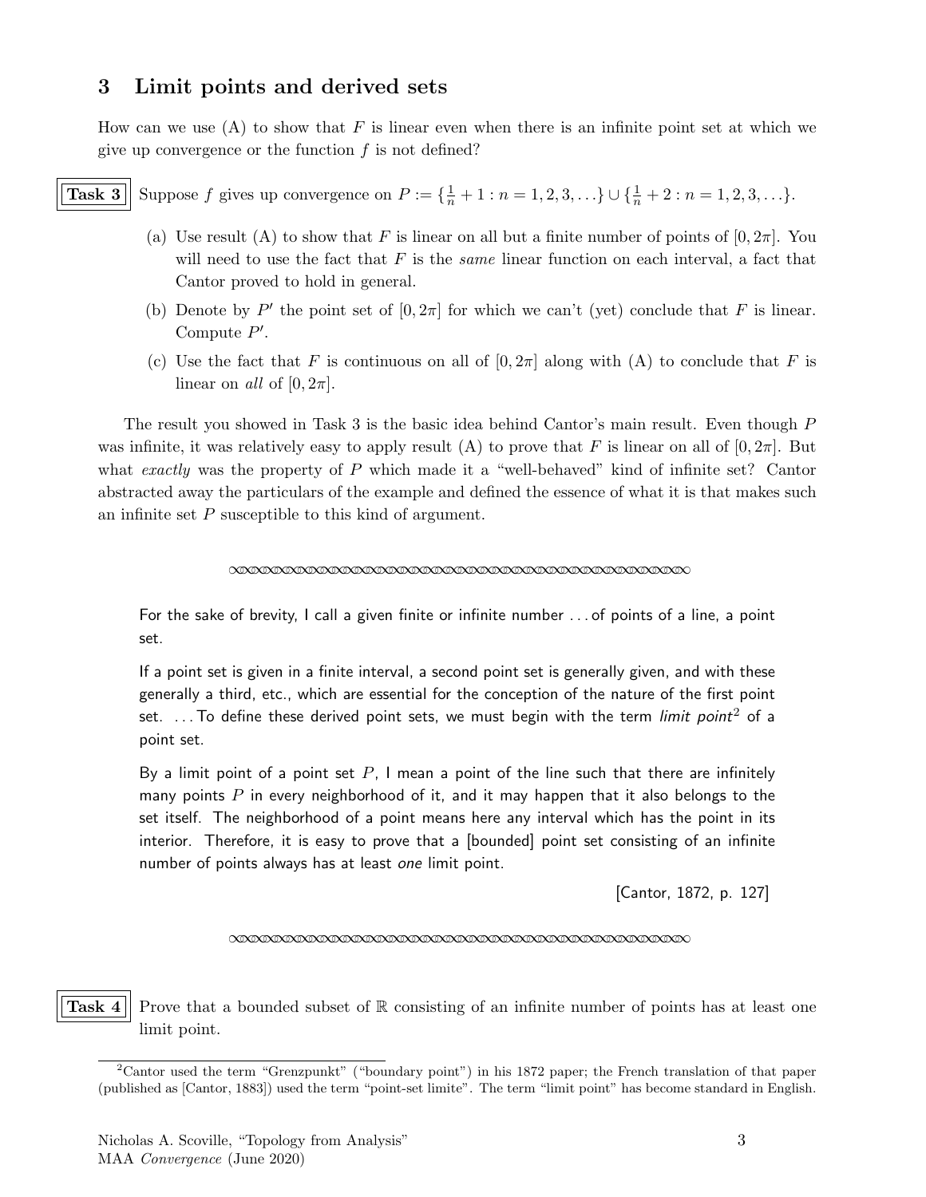## 3 Limit points and derived sets

How can we use (A) to show that $F$ is linear even when there is an infinite point set at which we give up convergence or the function $f$ is not defined?

**Task 3** Suppose $f$ gives up convergence on $P := \{\frac{1}{n} + 1 : n = 1, 2, 3, \ldots\} \cup \{\frac{1}{n} + 2 : n = 1, 2, 3, \ldots\}$.

(a) Use result (A) to show that $F$ is linear on all but a finite number of points of $[0, 2\pi]$. You will need to use the fact that $F$ is the *same* linear function on each interval, a fact that Cantor proved to hold in general.

(b) Denote by $P'$ the point set of $[0, 2\pi]$ for which we can't (yet) conclude that $F$ is linear. Compute $P'$.

(c) Use the fact that $F$ is continuous on all of $[0, 2\pi]$ along with (A) to conclude that $F$ is linear on *all* of $[0, 2\pi]$.

The result you showed in Task 3 is the basic idea behind Cantor's main result. Even though $P$ was infinite, it was relatively easy to apply result (A) to prove that $F$ is linear on all of $[0, 2\pi]$. But what *exactly* was the property of $P$ which made it a "well-behaved" kind of infinite set? Cantor abstracted away the particulars of the example and defined the essence of what it is that makes such an infinite set $P$ susceptible to this kind of argument.

---

For the sake of brevity, I call a given finite or infinite number ... of points of a line, a point set.

If a point set is given in a finite interval, a second point set is generally given, and with these generally a third, etc., which are essential for the conception of the nature of the first point set. ... To define these derived point sets, we must begin with the term *limit point*[2] of a point set.

By a limit point of a point set $P$, I mean a point of the line such that there are infinitely many points $P$ in every neighborhood of it, and it may happen that it also belongs to the set itself. The neighborhood of a point means here any interval which has the point in its interior. Therefore, it is easy to prove that a [bounded] point set consisting of an infinite number of points always has at least *one* limit point.

[Cantor, 1872, p. 127]

---

**Task 4** Prove that a bounded subset of $\mathbb{R}$ consisting of an infinite number of points has at least one limit point.

[2] Cantor used the term "Grenzpunkt" ("boundary point") in his 1872 paper; the French translation of that paper (published as [Cantor, 1883]) used the term "point-set limite". The term "limit point" has become standard in English.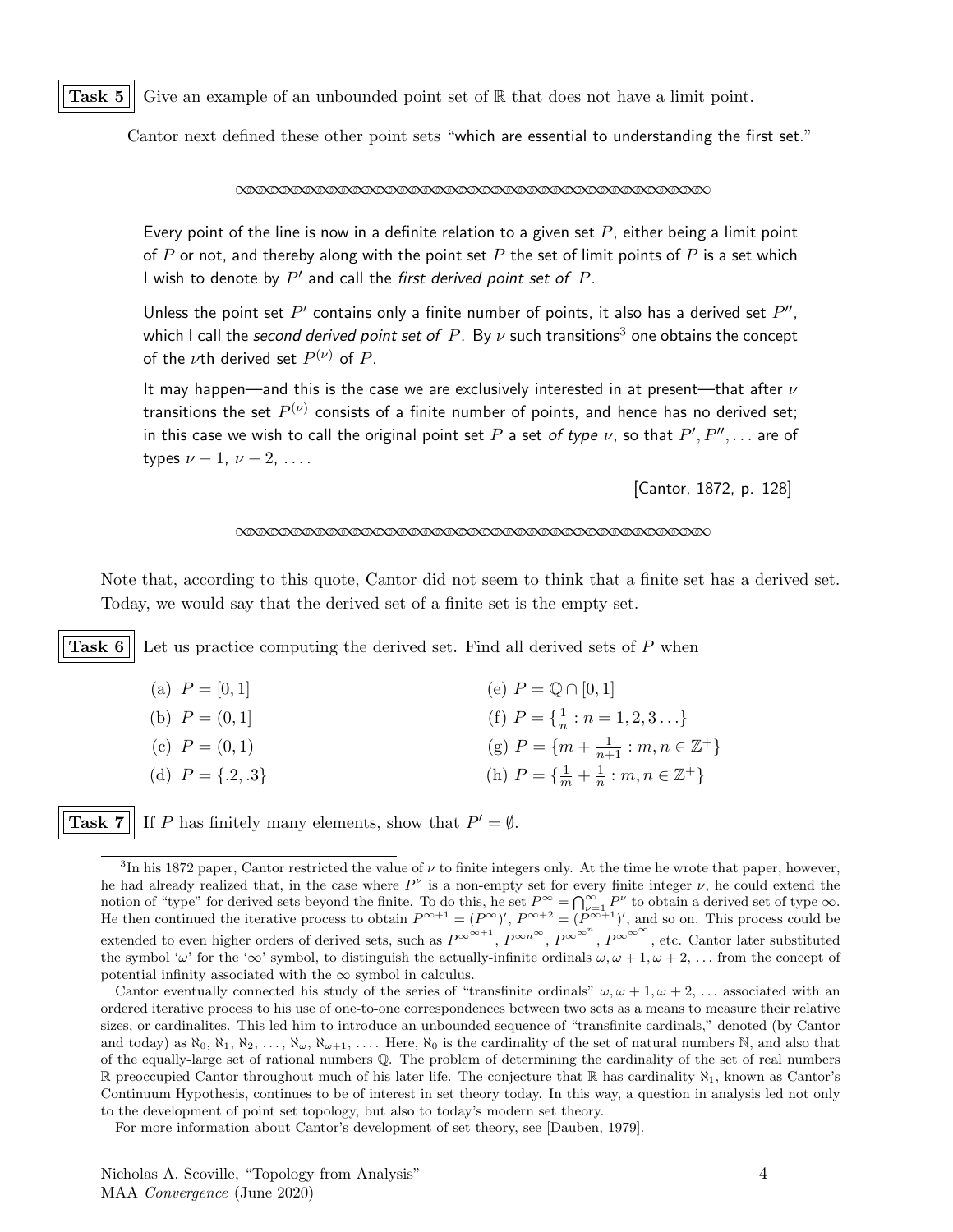**Task 5** Give an example of an unbounded point set of $\mathbb{R}$ that does not have a limit point.

Cantor next defined these other point sets "which are essential to understanding the first set."

> Every point of the line is now in a definite relation to a given set $P$, either being a limit point of $P$ or not, and thereby along with the point set $P$ the set of limit points of $P$ is a set which I wish to denote by $P'$ and call the *first derived point set of* $P$.
>
> Unless the point set $P'$ contains only a finite number of points, it also has a derived set $P''$, which I call the *second derived point set of* $P$. By $\nu$ such transitions[3] one obtains the concept of the $\nu$th derived set $P^{(\nu)}$ of $P$.
>
> It may happen—and this is the case we are exclusively interested in at present—that after $\nu$ transitions the set $P^{(\nu)}$ consists of a finite number of points, and hence has no derived set; in this case we wish to call the original point set $P$ a set *of type* $\nu$, so that $P', P'', \ldots$ are of types $\nu - 1$, $\nu - 2$, ....
>
> [Cantor, 1872, p. 128]

Note that, according to this quote, Cantor did not seem to think that a finite set has a derived set. Today, we would say that the derived set of a finite set is the empty set.

**Task 6** Let us practice computing the derived set. Find all derived sets of $P$ when

(a) $P = [0, 1]$

(b) $P = (0, 1]$

(c) $P = (0, 1)$

(d) $P = \{.2, .3\}$

(e) $P = \mathbb{Q} \cap [0, 1]$

(f) $P = \{\frac{1}{n} : n = 1, 2, 3 \ldots\}$

(g) $P = \{m + \frac{1}{n+1} : m, n \in \mathbb{Z}^+\}$

(h) $P = \{\frac{1}{m} + \frac{1}{n} : m, n \in \mathbb{Z}^+\}$

**Task 7** If $P$ has finitely many elements, show that $P' = \emptyset$.

---

[3] In his 1872 paper, Cantor restricted the value of $\nu$ to finite integers only. At the time he wrote that paper, however, he had already realized that, in the case where $P^{\nu}$ is a non-empty set for every finite integer $\nu$, he could extend the notion of "type" for derived sets beyond the finite. To do this, he set $P^{\infty} = \bigcap_{\nu=1}^{\infty} P^{\nu}$ to obtain a derived set of type $\infty$. He then continued the iterative process to obtain $P^{\infty+1} = (P^{\infty})'$, $P^{\infty+2} = (P^{\infty+1})'$, and so on. This process could be extended to even higher orders of derived sets, such as $P^{\infty^{\infty+1}}$, $P^{\infty n^{\infty}}$, $P^{\infty^{\infty^{n}}}$, $P^{\infty^{\infty^{\infty}}}$, etc. Cantor later substituted the symbol '$\omega$' for the '$\infty$' symbol, to distinguish the actually-infinite ordinals $\omega, \omega + 1, \omega + 2, \ldots$ from the concept of potential infinity associated with the $\infty$ symbol in calculus.

Cantor eventually connected his study of the series of "transfinite ordinals" $\omega, \omega + 1, \omega + 2, \ldots$ associated with an ordered iterative process to his use of one-to-one correspondences between two sets as a means to measure their relative sizes, or cardinalites. This led him to introduce an unbounded sequence of "transfinite cardinals," denoted (by Cantor and today) as $\aleph_0, \aleph_1, \aleph_2, \ldots, \aleph_{\omega}, \aleph_{\omega+1}, \ldots$. Here, $\aleph_0$ is the cardinality of the set of natural numbers $\mathbb{N}$, and also that of the equally-large set of rational numbers $\mathbb{Q}$. The problem of determining the cardinality of the set of real numbers $\mathbb{R}$ preoccupied Cantor throughout much of his later life. The conjecture that $\mathbb{R}$ has cardinality $\aleph_1$, known as Cantor's Continuum Hypothesis, continues to be of interest in set theory today. In this way, a question in analysis led not only to the development of point set topology, but also to today's modern set theory.

For more information about Cantor's development of set theory, see [Dauben, 1979].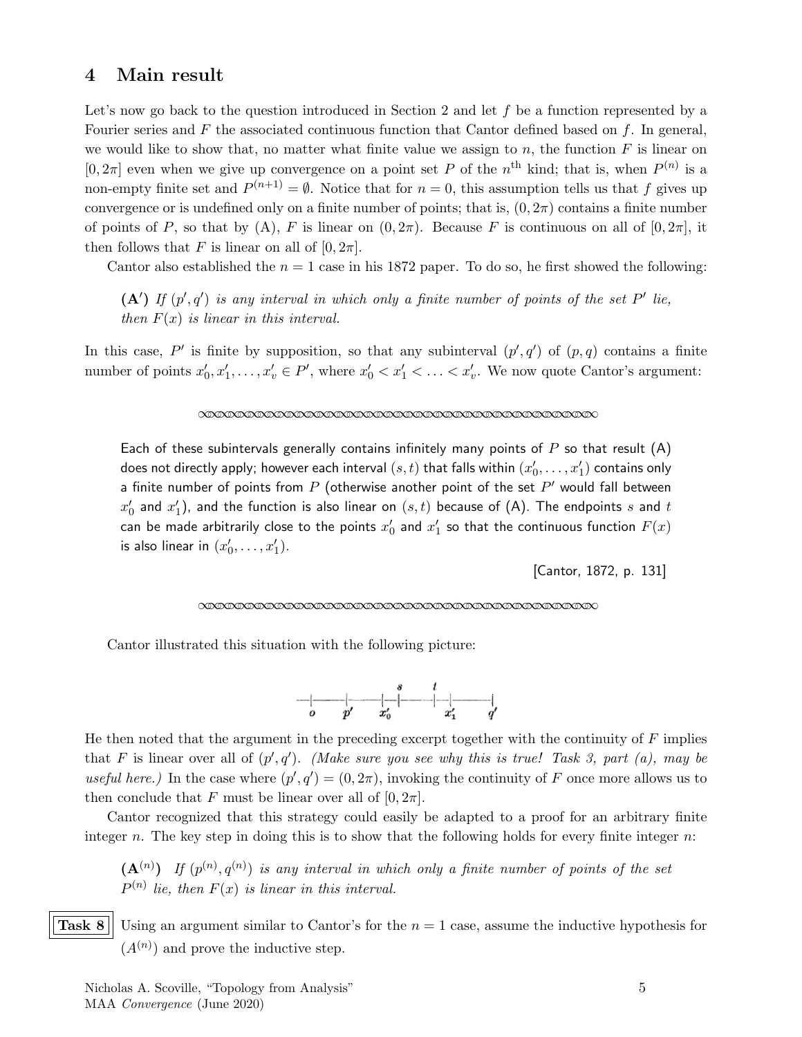## 4 Main result

Let's now go back to the question introduced in Section 2 and let $f$ be a function represented by a Fourier series and $F$ the associated continuous function that Cantor defined based on $f$. In general, we would like to show that, no matter what finite value we assign to $n$, the function $F$ is linear on $[0, 2\pi]$ even when we give up convergence on a point set $P$ of the $n^{\text{th}}$ kind; that is, when $P^{(n)}$ is a non-empty finite set and $P^{(n+1)} = \emptyset$. Notice that for $n = 0$, this assumption tells us that $f$ gives up convergence or is undefined only on a finite number of points; that is, $(0, 2\pi)$ contains a finite number of points of $P$, so that by (A), $F$ is linear on $(0, 2\pi)$. Because $F$ is continuous on all of $[0, 2\pi]$, it then follows that $F$ is linear on all of $[0, 2\pi]$.

Cantor also established the $n = 1$ case in his 1872 paper. To do so, he first showed the following:

> **(A′)** *If $(p', q')$ is any interval in which only a finite number of points of the set $P'$ lie, then $F(x)$ is linear in this interval.*

In this case, $P'$ is finite by supposition, so that any subinterval $(p', q')$ of $(p, q)$ contains a finite number of points $x'_0, x'_1, \ldots, x'_v \in P'$, where $x'_0 < x'_1 < \ldots < x'_v$. We now quote Cantor's argument:

> Each of these subintervals generally contains infinitely many points of $P$ so that result (A) does not directly apply; however each interval $(s, t)$ that falls within $(x'_0, \ldots, x'_1)$ contains only a finite number of points from $P$ (otherwise another point of the set $P'$ would fall between $x'_0$ and $x'_1$), and the function is also linear on $(s, t)$ because of (A). The endpoints $s$ and $t$ can be made arbitrarily close to the points $x'_0$ and $x'_1$ so that the continuous function $F(x)$ is also linear in $(x'_0, \ldots, x'_1)$.
>
> [Cantor, 1872, p. 131]

Cantor illustrated this situation with the following picture:

s t
o p′ x′₀ x′₁ q′

He then noted that the argument in the preceding excerpt together with the continuity of $F$ implies that $F$ is linear over all of $(p', q')$. *(Make sure you see why this is true! Task 3, part (a), may be useful here.)* In the case where $(p', q') = (0, 2\pi)$, invoking the continuity of $F$ once more allows us to then conclude that $F$ must be linear over all of $[0, 2\pi]$.

Cantor recognized that this strategy could easily be adapted to a proof for an arbitrary finite integer $n$. The key step in doing this is to show that the following holds for every finite integer $n$:

> **$(\mathbf{A}^{(n)})$** *If $(p^{(n)}, q^{(n)})$ is any interval in which only a finite number of points of the set $P^{(n)}$ lie, then $F(x)$ is linear in this interval.*

**Task 8** Using an argument similar to Cantor's for the $n = 1$ case, assume the inductive hypothesis for $(A^{(n)})$ and prove the inductive step.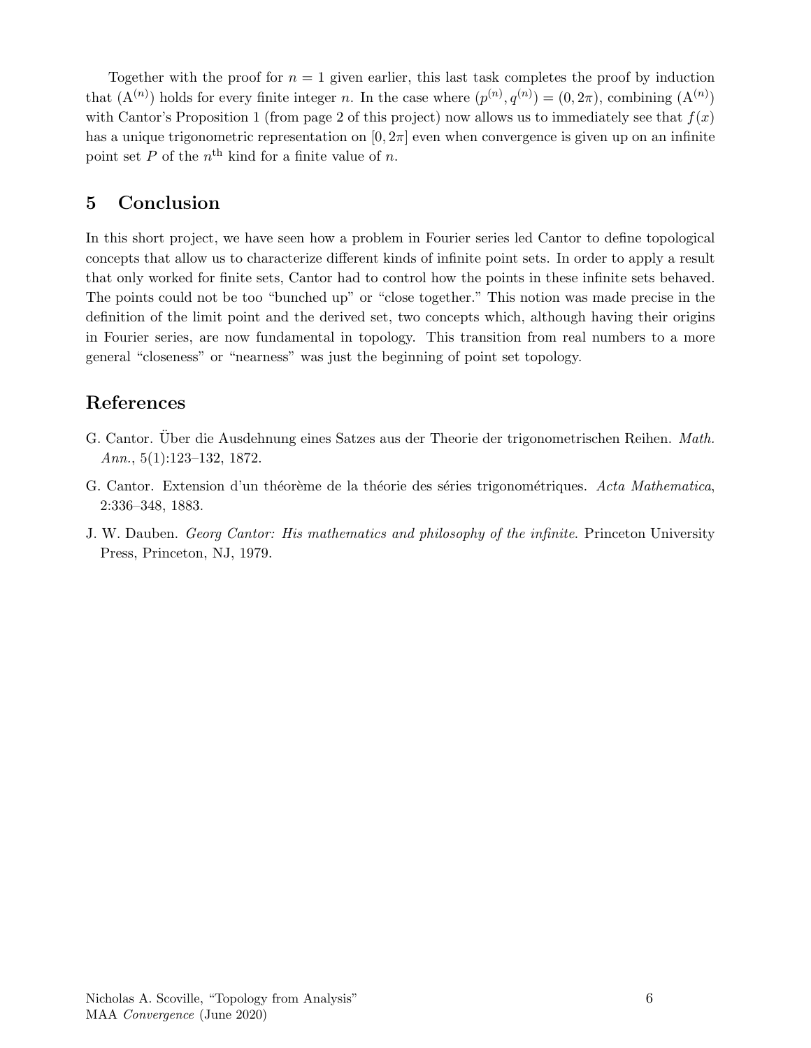Together with the proof for $n = 1$ given earlier, this last task completes the proof by induction that $(\mathrm{A}^{(n)})$ holds for every finite integer $n$. In the case where $(p^{(n)}, q^{(n)}) = (0, 2\pi)$, combining $(\mathrm{A}^{(n)})$ with Cantor's Proposition 1 (from page 2 of this project) now allows us to immediately see that $f(x)$ has a unique trigonometric representation on $[0, 2\pi]$ even when convergence is given up on an infinite point set $P$ of the $n^{\text{th}}$ kind for a finite value of $n$.

## 5 Conclusion

In this short project, we have seen how a problem in Fourier series led Cantor to define topological concepts that allow us to characterize different kinds of infinite point sets. In order to apply a result that only worked for finite sets, Cantor had to control how the points in these infinite sets behaved. The points could not be too "bunched up" or "close together." This notion was made precise in the definition of the limit point and the derived set, two concepts which, although having their origins in Fourier series, are now fundamental in topology. This transition from real numbers to a more general "closeness" or "nearness" was just the beginning of point set topology.

## References

G. Cantor. Über die Ausdehnung eines Satzes aus der Theorie der trigonometrischen Reihen. *Math. Ann.*, 5(1):123–132, 1872.

G. Cantor. Extension d'un théorème de la théorie des séries trigonométriques. *Acta Mathematica*, 2:336–348, 1883.

J. W. Dauben. *Georg Cantor: His mathematics and philosophy of the infinite*. Princeton University Press, Princeton, NJ, 1979.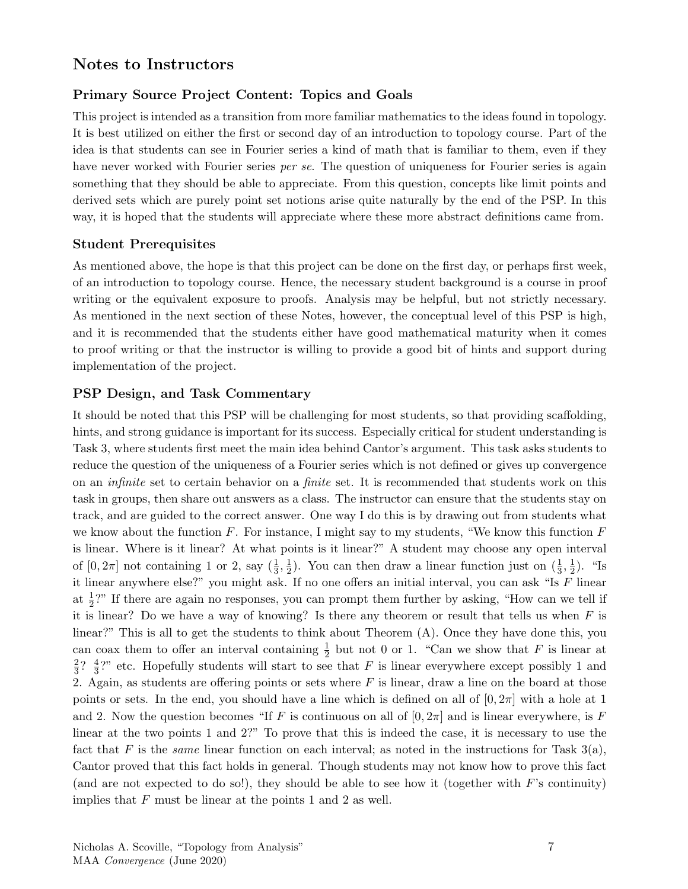## Notes to Instructors

### Primary Source Project Content: Topics and Goals

This project is intended as a transition from more familiar mathematics to the ideas found in topology. It is best utilized on either the first or second day of an introduction to topology course. Part of the idea is that students can see in Fourier series a kind of math that is familiar to them, even if they have never worked with Fourier series *per se*. The question of uniqueness for Fourier series is again something that they should be able to appreciate. From this question, concepts like limit points and derived sets which are purely point set notions arise quite naturally by the end of the PSP. In this way, it is hoped that the students will appreciate where these more abstract definitions came from.

### Student Prerequisites

As mentioned above, the hope is that this project can be done on the first day, or perhaps first week, of an introduction to topology course. Hence, the necessary student background is a course in proof writing or the equivalent exposure to proofs. Analysis may be helpful, but not strictly necessary. As mentioned in the next section of these Notes, however, the conceptual level of this PSP is high, and it is recommended that the students either have good mathematical maturity when it comes to proof writing or that the instructor is willing to provide a good bit of hints and support during implementation of the project.

### PSP Design, and Task Commentary

It should be noted that this PSP will be challenging for most students, so that providing scaffolding, hints, and strong guidance is important for its success. Especially critical for student understanding is Task 3, where students first meet the main idea behind Cantor's argument. This task asks students to reduce the question of the uniqueness of a Fourier series which is not defined or gives up convergence on an *infinite* set to certain behavior on a *finite* set. It is recommended that students work on this task in groups, then share out answers as a class. The instructor can ensure that the students stay on track, and are guided to the correct answer. One way I do this is by drawing out from students what we know about the function $F$. For instance, I might say to my students, "We know this function $F$ is linear. Where is it linear? At what points is it linear?" A student may choose any open interval of $[0, 2\pi]$ not containing 1 or 2, say $(\frac{1}{3}, \frac{1}{2})$. You can then draw a linear function just on $(\frac{1}{3}, \frac{1}{2})$. "Is it linear anywhere else?" you might ask. If no one offers an initial interval, you can ask "Is $F$ linear at $\frac{1}{2}$?" If there are again no responses, you can prompt them further by asking, "How can we tell if it is linear? Do we have a way of knowing? Is there any theorem or result that tells us when $F$ is linear?" This is all to get the students to think about Theorem (A). Once they have done this, you can coax them to offer an interval containing $\frac{1}{2}$ but not 0 or 1. "Can we show that $F$ is linear at $\frac{2}{3}$? $\frac{4}{3}$?" etc. Hopefully students will start to see that $F$ is linear everywhere except possibly 1 and 2. Again, as students are offering points or sets where $F$ is linear, draw a line on the board at those points or sets. In the end, you should have a line which is defined on all of $[0, 2\pi]$ with a hole at 1 and 2. Now the question becomes "If $F$ is continuous on all of $[0, 2\pi]$ and is linear everywhere, is $F$ linear at the two points 1 and 2?" To prove that this is indeed the case, it is necessary to use the fact that $F$ is the *same* linear function on each interval; as noted in the instructions for Task 3(a), Cantor proved that this fact holds in general. Though students may not know how to prove this fact (and are not expected to do so!), they should be able to see how it (together with $F$'s continuity) implies that $F$ must be linear at the points 1 and 2 as well.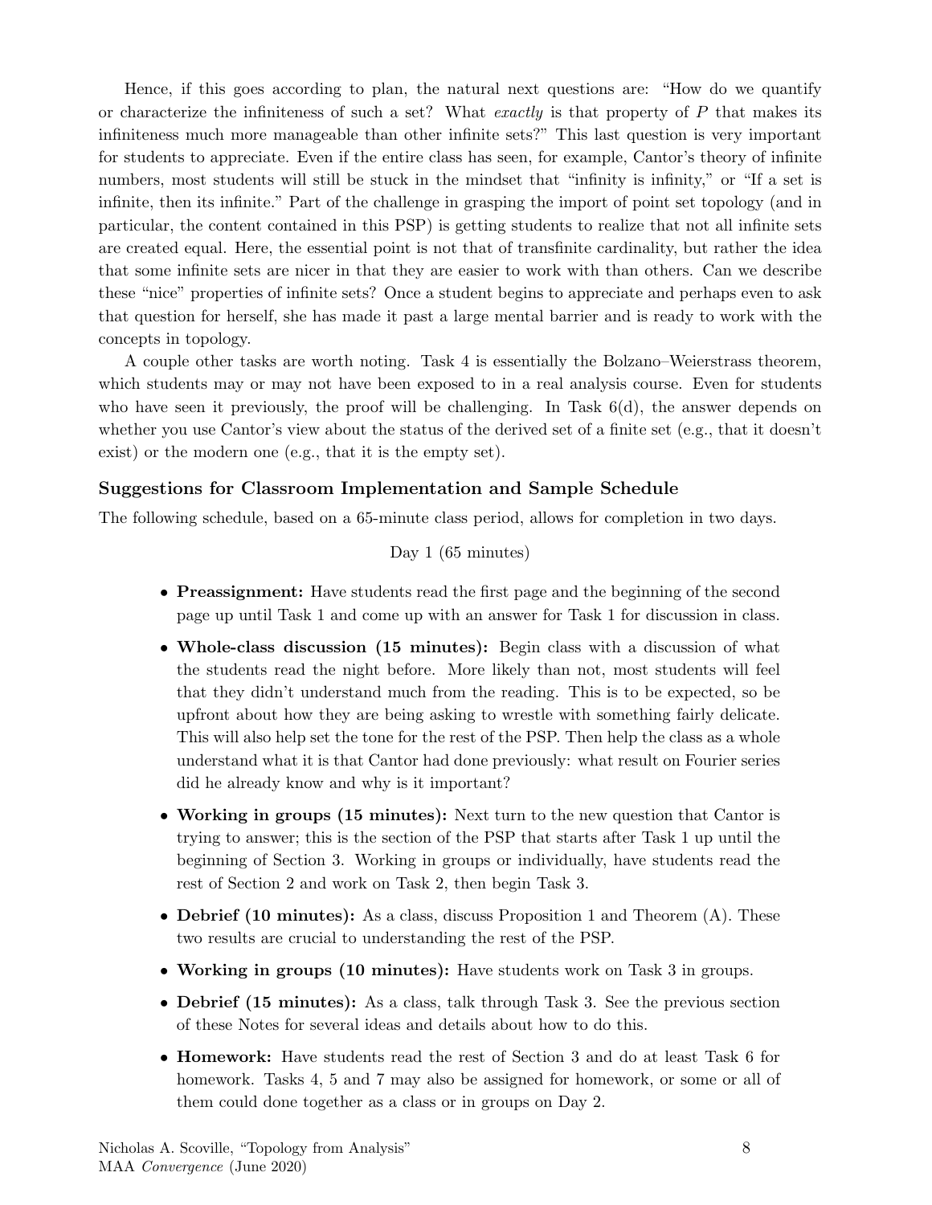Hence, if this goes according to plan, the natural next questions are: "How do we quantify or characterize the infiniteness of such a set? What *exactly* is that property of $P$ that makes its infiniteness much more manageable than other infinite sets?" This last question is very important for students to appreciate. Even if the entire class has seen, for example, Cantor's theory of infinite numbers, most students will still be stuck in the mindset that "infinity is infinity," or "If a set is infinite, then its infinite." Part of the challenge in grasping the import of point set topology (and in particular, the content contained in this PSP) is getting students to realize that not all infinite sets are created equal. Here, the essential point is not that of transfinite cardinality, but rather the idea that some infinite sets are nicer in that they are easier to work with than others. Can we describe these "nice" properties of infinite sets? Once a student begins to appreciate and perhaps even to ask that question for herself, she has made it past a large mental barrier and is ready to work with the concepts in topology.

A couple other tasks are worth noting. Task 4 is essentially the Bolzano–Weierstrass theorem, which students may or may not have been exposed to in a real analysis course. Even for students who have seen it previously, the proof will be challenging. In Task 6(d), the answer depends on whether you use Cantor's view about the status of the derived set of a finite set (e.g., that it doesn't exist) or the modern one (e.g., that it is the empty set).

### Suggestions for Classroom Implementation and Sample Schedule

The following schedule, based on a 65-minute class period, allows for completion in two days.

Day 1 (65 minutes)

- **Preassignment:** Have students read the first page and the beginning of the second page up until Task 1 and come up with an answer for Task 1 for discussion in class.
- **Whole-class discussion (15 minutes):** Begin class with a discussion of what the students read the night before. More likely than not, most students will feel that they didn't understand much from the reading. This is to be expected, so be upfront about how they are being asking to wrestle with something fairly delicate. This will also help set the tone for the rest of the PSP. Then help the class as a whole understand what it is that Cantor had done previously: what result on Fourier series did he already know and why is it important?
- **Working in groups (15 minutes):** Next turn to the new question that Cantor is trying to answer; this is the section of the PSP that starts after Task 1 up until the beginning of Section 3. Working in groups or individually, have students read the rest of Section 2 and work on Task 2, then begin Task 3.
- **Debrief (10 minutes):** As a class, discuss Proposition 1 and Theorem (A). These two results are crucial to understanding the rest of the PSP.
- **Working in groups (10 minutes):** Have students work on Task 3 in groups.
- **Debrief (15 minutes):** As a class, talk through Task 3. See the previous section of these Notes for several ideas and details about how to do this.
- **Homework:** Have students read the rest of Section 3 and do at least Task 6 for homework. Tasks 4, 5 and 7 may also be assigned for homework, or some or all of them could done together as a class or in groups on Day 2.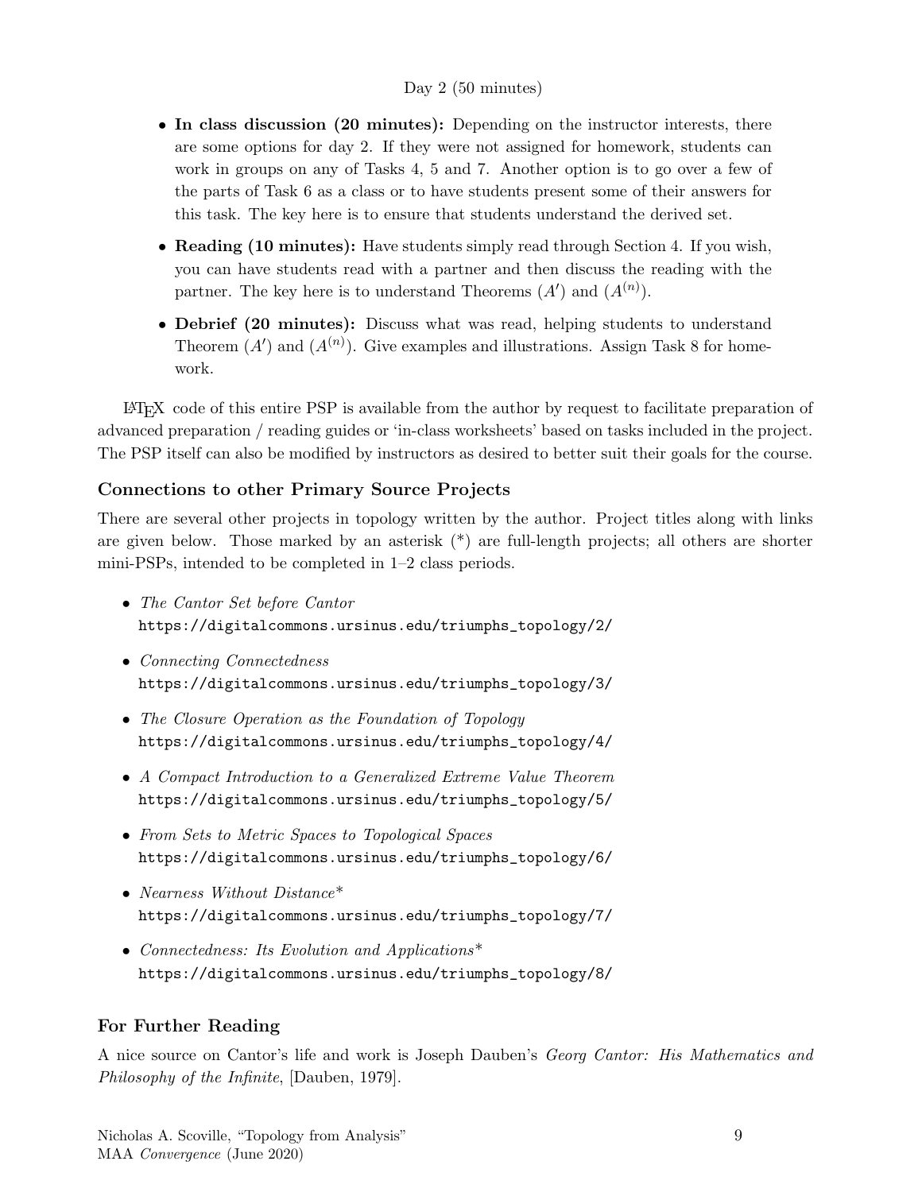Day 2 (50 minutes)

- **In class discussion (20 minutes):** Depending on the instructor interests, there are some options for day 2. If they were not assigned for homework, students can work in groups on any of Tasks 4, 5 and 7. Another option is to go over a few of the parts of Task 6 as a class or to have students present some of their answers for this task. The key here is to ensure that students understand the derived set.
- **Reading (10 minutes):** Have students simply read through Section 4. If you wish, you can have students read with a partner and then discuss the reading with the partner. The key here is to understand Theorems $(A')$ and $(A^{(n)})$.
- **Debrief (20 minutes):** Discuss what was read, helping students to understand Theorem $(A')$ and $(A^{(n)})$. Give examples and illustrations. Assign Task 8 for homework.

LaTeX code of this entire PSP is available from the author by request to facilitate preparation of advanced preparation / reading guides or 'in-class worksheets' based on tasks included in the project. The PSP itself can also be modified by instructors as desired to better suit their goals for the course.

### Connections to other Primary Source Projects

There are several other projects in topology written by the author. Project titles along with links are given below. Those marked by an asterisk (*) are full-length projects; all others are shorter mini-PSPs, intended to be completed in 1–2 class periods.

- *The Cantor Set before Cantor*
  `https://digitalcommons.ursinus.edu/triumphs_topology/2/`
- *Connecting Connectedness*
  `https://digitalcommons.ursinus.edu/triumphs_topology/3/`
- *The Closure Operation as the Foundation of Topology*
  `https://digitalcommons.ursinus.edu/triumphs_topology/4/`
- *A Compact Introduction to a Generalized Extreme Value Theorem*
  `https://digitalcommons.ursinus.edu/triumphs_topology/5/`
- *From Sets to Metric Spaces to Topological Spaces*
  `https://digitalcommons.ursinus.edu/triumphs_topology/6/`
- *Nearness Without Distance**
  `https://digitalcommons.ursinus.edu/triumphs_topology/7/`
- *Connectedness: Its Evolution and Applications**
  `https://digitalcommons.ursinus.edu/triumphs_topology/8/`

### For Further Reading

A nice source on Cantor's life and work is Joseph Dauben's *Georg Cantor: His Mathematics and Philosophy of the Infinite*, [Dauben, 1979].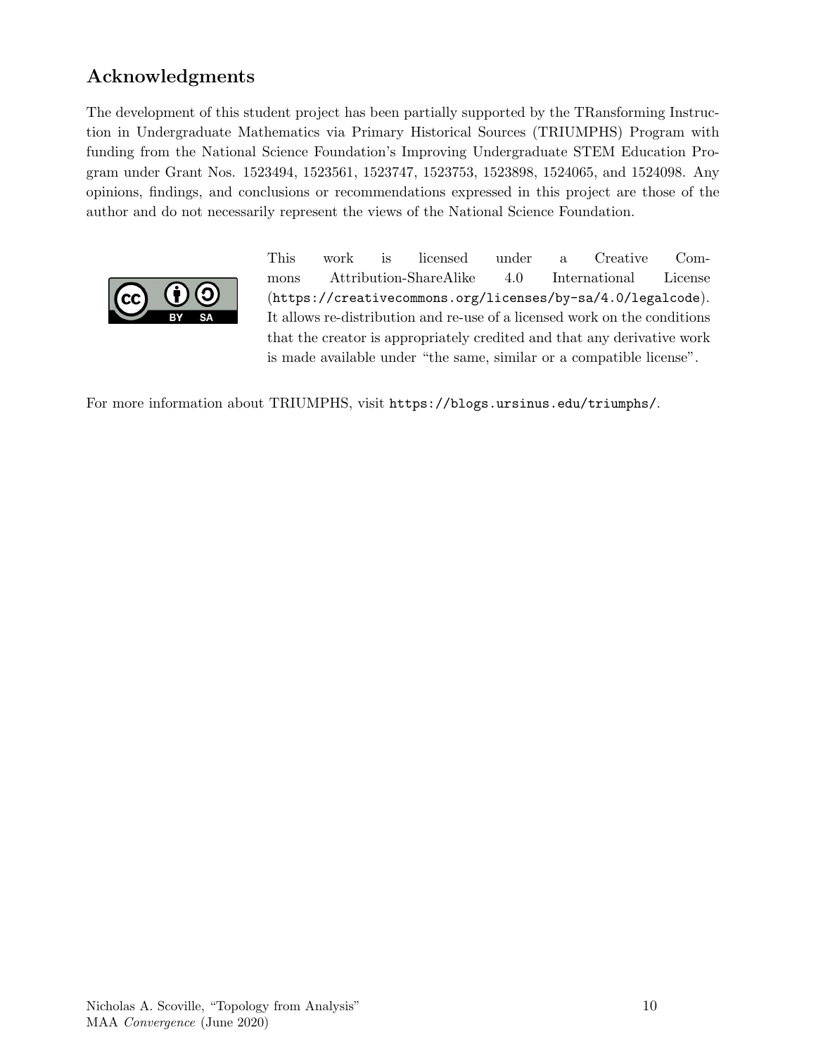## Acknowledgments

The development of this student project has been partially supported by the TRansforming Instruction in Undergraduate Mathematics via Primary Historical Sources (TRIUMPHS) Program with funding from the National Science Foundation's Improving Undergraduate STEM Education Program under Grant Nos. 1523494, 1523561, 1523747, 1523753, 1523898, 1524065, and 1524098. Any opinions, findings, and conclusions or recommendations expressed in this project are those of the author and do not necessarily represent the views of the National Science Foundation.

This work is licensed under a Creative Commons Attribution-ShareAlike 4.0 International License (https://creativecommons.org/licenses/by-sa/4.0/legalcode). It allows re-distribution and re-use of a licensed work on the conditions that the creator is appropriately credited and that any derivative work is made available under "the same, similar or a compatible license".

For more information about TRIUMPHS, visit https://blogs.ursinus.edu/triumphs/.